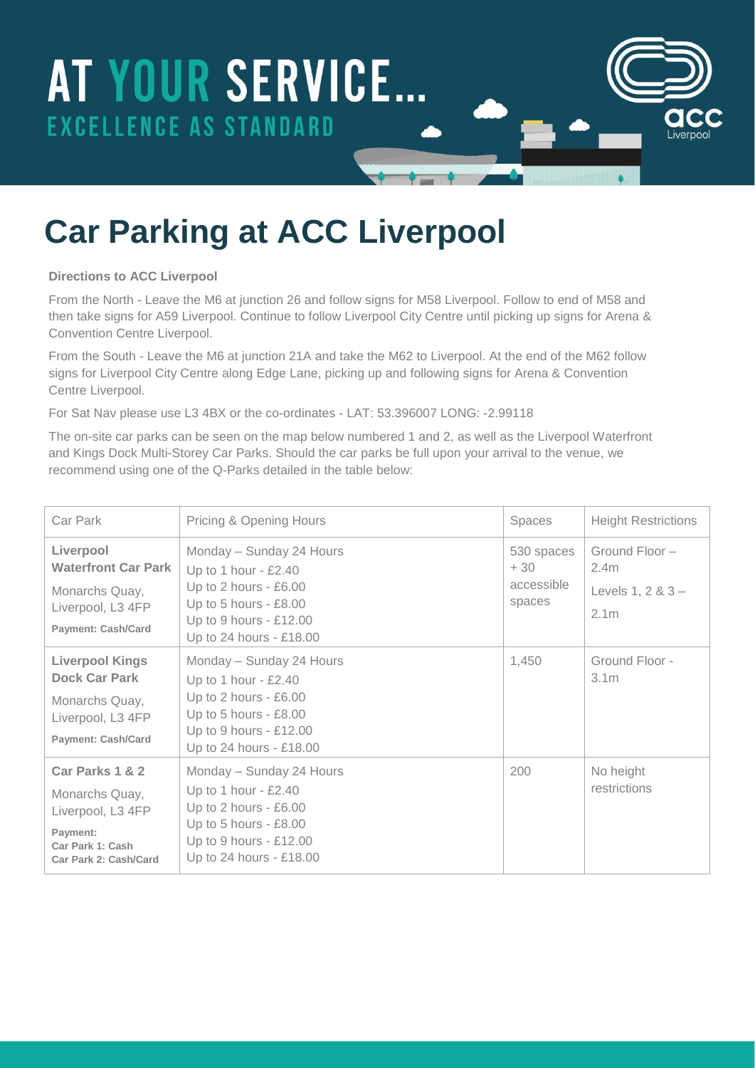# AT YOUR SERVICE...

EXCELLENCE AS STANDARD

# Car Parking at ACC Liverpool

**Directions to ACC Liverpool**

From the North - Leave the M6 at junction 26 and follow signs for M58 Liverpool. Follow to end of M58 and then take signs for A59 Liverpool. Continue to follow Liverpool City Centre until picking up signs for Arena & Convention Centre Liverpool.

From the South - Leave the M6 at junction 21A and take the M62 to Liverpool. At the end of the M62 follow signs for Liverpool City Centre along Edge Lane, picking up and following signs for Arena & Convention Centre Liverpool.

For Sat Nav please use L3 4BX or the co-ordinates - LAT: 53.396007 LONG: -2.99118

The on-site car parks can be seen on the map below numbered 1 and 2, as well as the Liverpool Waterfront and Kings Dock Multi-Storey Car Parks. Should the car parks be full upon your arrival to the venue, we recommend using one of the Q-Parks detailed in the table below:

| Car Park | Pricing & Opening Hours | Spaces | Height Restrictions |
|---|---|---|---|
| **Liverpool Waterfront Car Park**<br>Monarchs Quay, Liverpool, L3 4FP<br>**Payment: Cash/Card** | Monday – Sunday 24 Hours<br>Up to 1 hour - £2.40<br>Up to 2 hours - £6.00<br>Up to 5 hours - £8.00<br>Up to 9 hours - £12.00<br>Up to 24 hours - £18.00 | 530 spaces + 30 accessible spaces | Ground Floor – 2.4m<br>Levels 1, 2 & 3 – 2.1m |
| **Liverpool Kings Dock Car Park**<br>Monarchs Quay, Liverpool, L3 4FP<br>**Payment: Cash/Card** | Monday – Sunday 24 Hours<br>Up to 1 hour - £2.40<br>Up to 2 hours - £6.00<br>Up to 5 hours - £8.00<br>Up to 9 hours - £12.00<br>Up to 24 hours - £18.00 | 1,450 | Ground Floor - 3.1m |
| **Car Parks 1 & 2**<br>Monarchs Quay, Liverpool, L3 4FP<br>**Payment:**<br>**Car Park 1: Cash**<br>**Car Park 2: Cash/Card** | Monday – Sunday 24 Hours<br>Up to 1 hour - £2.40<br>Up to 2 hours - £6.00<br>Up to 5 hours - £8.00<br>Up to 9 hours - £12.00<br>Up to 24 hours - £18.00 | 200 | No height restrictions |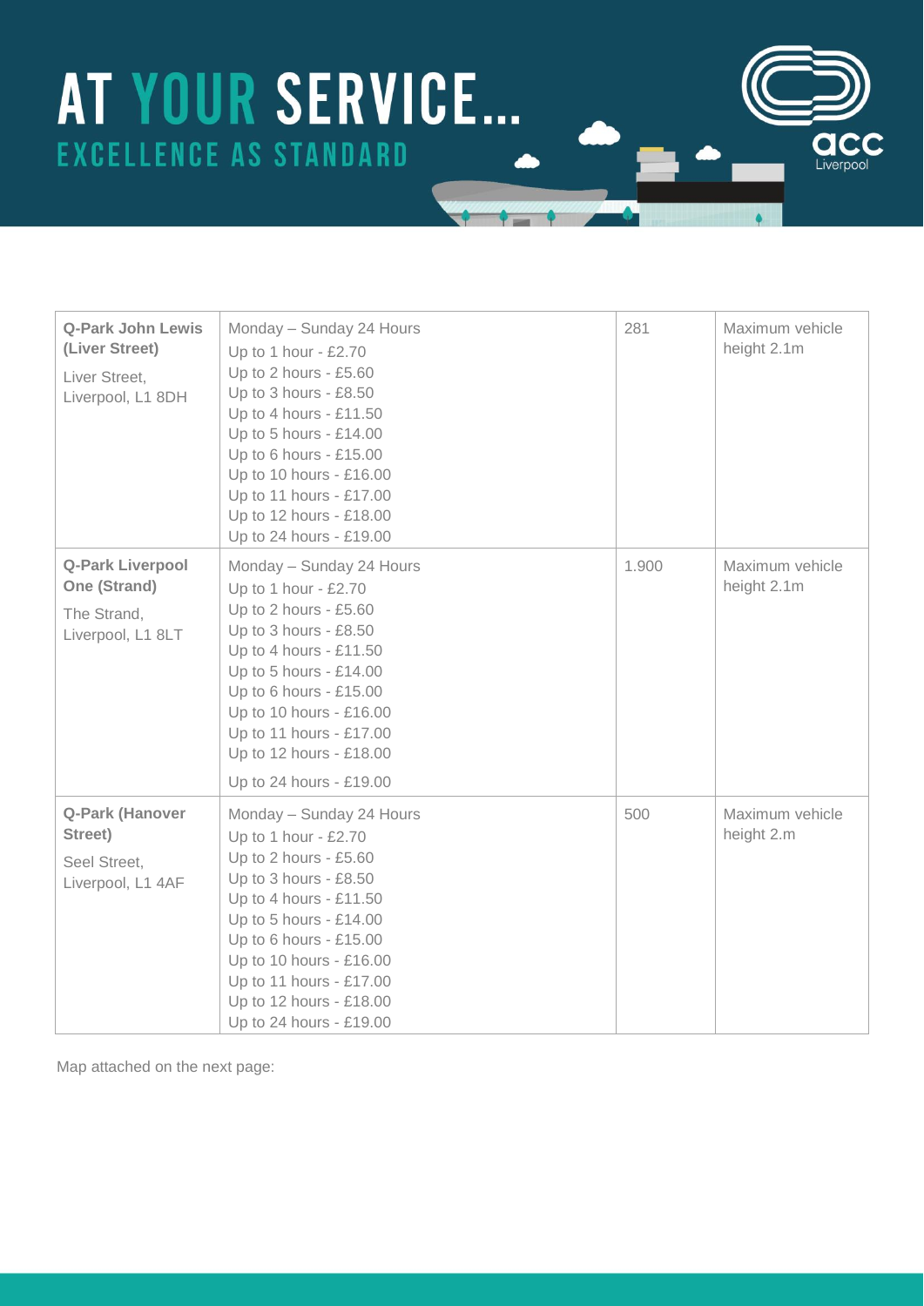# AT YOUR SERVICE...

## EXCELLENCE AS STANDARD

| | | | |
|---|---|---|---|
| **Q-Park John Lewis (Liver Street)**<br>Liver Street, Liverpool, L1 8DH | Monday – Sunday 24 Hours<br>Up to 1 hour - £2.70<br>Up to 2 hours - £5.60<br>Up to 3 hours - £8.50<br>Up to 4 hours - £11.50<br>Up to 5 hours - £14.00<br>Up to 6 hours - £15.00<br>Up to 10 hours - £16.00<br>Up to 11 hours - £17.00<br>Up to 12 hours - £18.00<br>Up to 24 hours - £19.00 | 281 | Maximum vehicle height 2.1m |
| **Q-Park Liverpool One (Strand)**<br>The Strand, Liverpool, L1 8LT | Monday – Sunday 24 Hours<br>Up to 1 hour - £2.70<br>Up to 2 hours - £5.60<br>Up to 3 hours - £8.50<br>Up to 4 hours - £11.50<br>Up to 5 hours - £14.00<br>Up to 6 hours - £15.00<br>Up to 10 hours - £16.00<br>Up to 11 hours - £17.00<br>Up to 12 hours - £18.00<br>Up to 24 hours - £19.00 | 1.900 | Maximum vehicle height 2.1m |
| **Q-Park (Hanover Street)**<br>Seel Street, Liverpool, L1 4AF | Monday – Sunday 24 Hours<br>Up to 1 hour - £2.70<br>Up to 2 hours - £5.60<br>Up to 3 hours - £8.50<br>Up to 4 hours - £11.50<br>Up to 5 hours - £14.00<br>Up to 6 hours - £15.00<br>Up to 10 hours - £16.00<br>Up to 11 hours - £17.00<br>Up to 12 hours - £18.00<br>Up to 24 hours - £19.00 | 500 | Maximum vehicle height 2.m |

Map attached on the next page: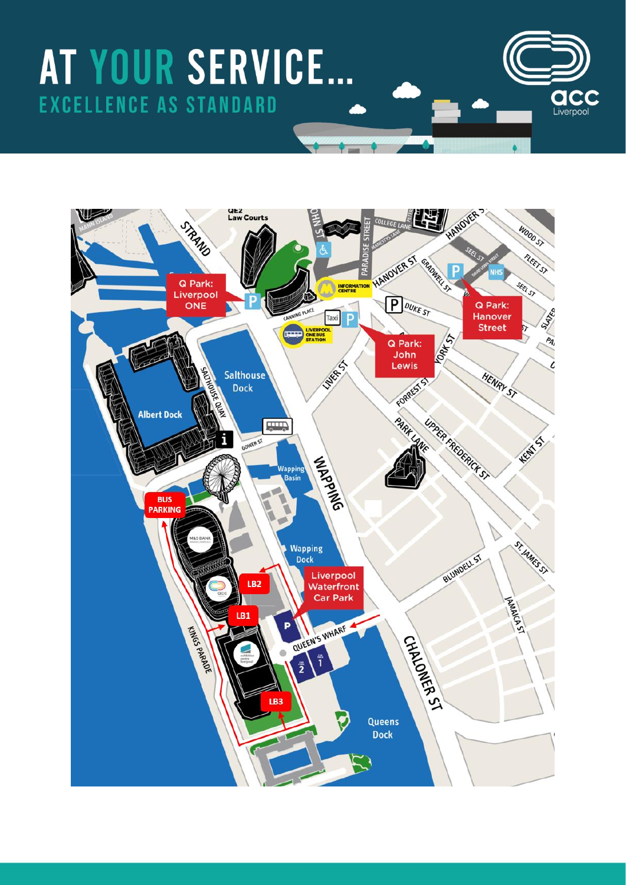# AT YOUR SERVICE...

## EXCELLENCE AS STANDARD

acc Liverpool

QEZ Law Courts
STRAND
MANN ISLAND
JOHN ST
PARADISE STREET
COLLEGE LANE
MANESTYS LANE
HANOVER ST
WOOD ST
FLEET ST
SEEL ST
DAVID LEWIS STREET
NHS
GRADWELL ST
DUKE ST
INFORMATION CENTRE
CANNING PLACE
Taxi
LIVERPOOL ONE BUS STATION
Q Park: Liverpool ONE
Q Park: John Lewis
Q Park: Hanover Street
SLATER ST
YORK ST
HENRY ST
LIVER ST
FORREST ST
PARK LANE
UPPER FREDERICK ST
KENT ST
Salthouse Dock
SALTHOUSE QUAY
Albert Dock
GOWER ST
Wapping Basin
WAPPING
BUS PARKING
M&S BANK
Wapping Dock
Liverpool Waterfront Car Park
LB2
LB1
LB3
KINGS PARADE
QUEEN'S WHARF
BLUNDELL ST
ST. JAMES ST
JAMAICA ST
CHALONER ST
Queens Dock